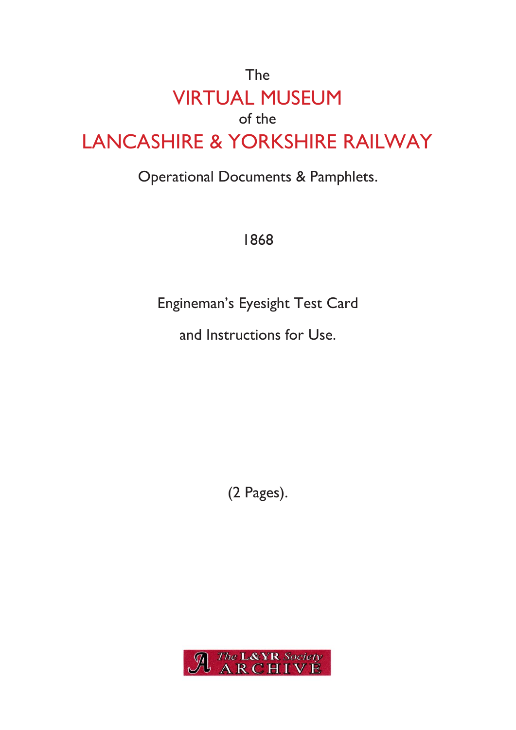The

# VIRTUAL MUSEUM

of the

# LANCASHIRE & YORKSHIRE RAILWAY

Operational Documents & Pamphlets.

1868

Engineman's Eyesight Test Card

and Instructions for Use.

(2 Pages).

The L&YR Society ARCHIVE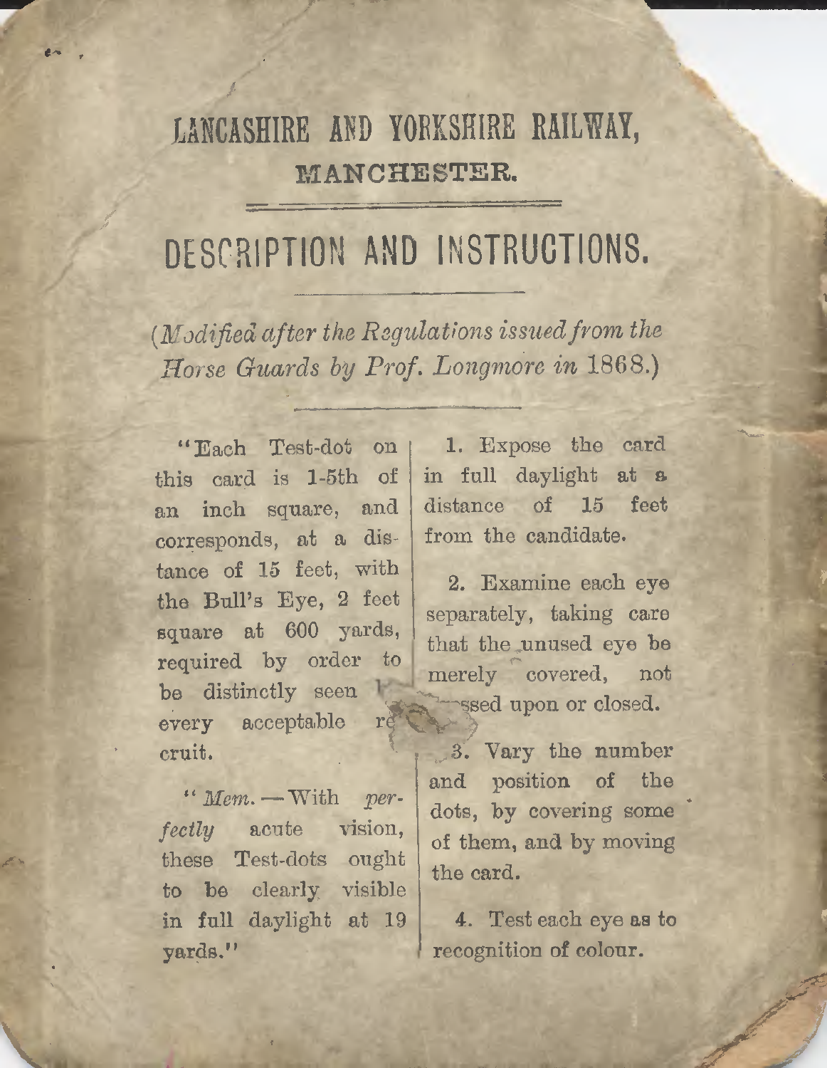# LANCASHIRE AND YORKSHIRE RAILWAY,

## MANCHESTER.

---

# DESCRIPTION AND INSTRUCTIONS.

---

*(Modified after the Regulations issued from the Horse Guards by Prof. Longmore in* 1868.)

---

"Each Test-dot on this card is 1-5th of an inch square, and corresponds, at a distance of 15 feet, with the Bull's Eye, 2 feet square at 600 yards, required by order to be distinctly seen by every acceptable recruit.

"*Mem.*—With *perfectly* acute vision, these Test-dots ought to be clearly visible in full daylight at 19 yards."

1. Expose the card in full daylight at a distance of 15 feet from the candidate.

2. Examine each eye separately, taking care that the unused eye be merely covered, not pressed upon or closed.

3. Vary the number and position of the dots, by covering some of them, and by moving the card.

4. Test each eye as to recognition of colour.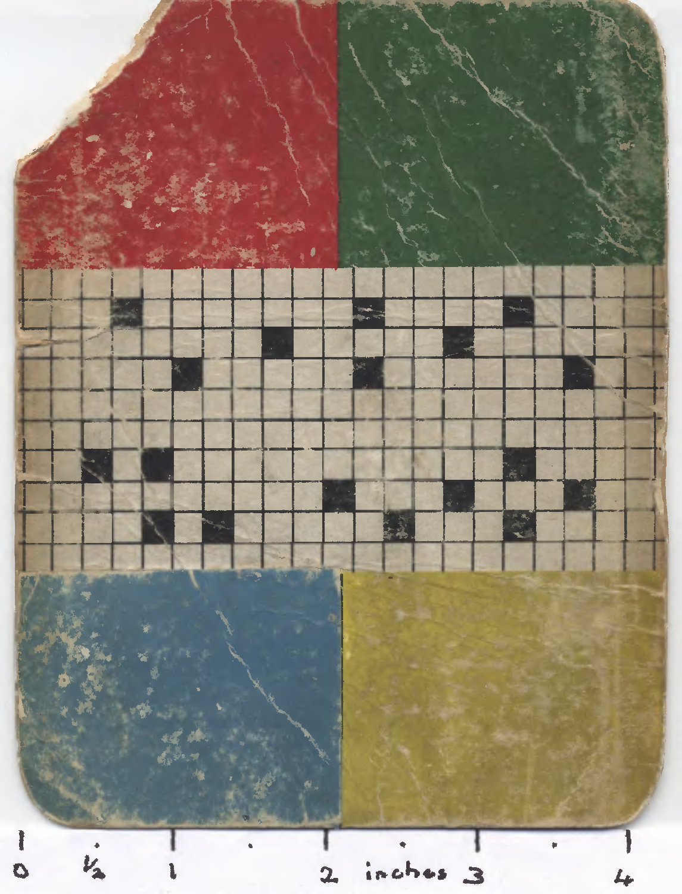0 ½ 1 2 inches 3 4